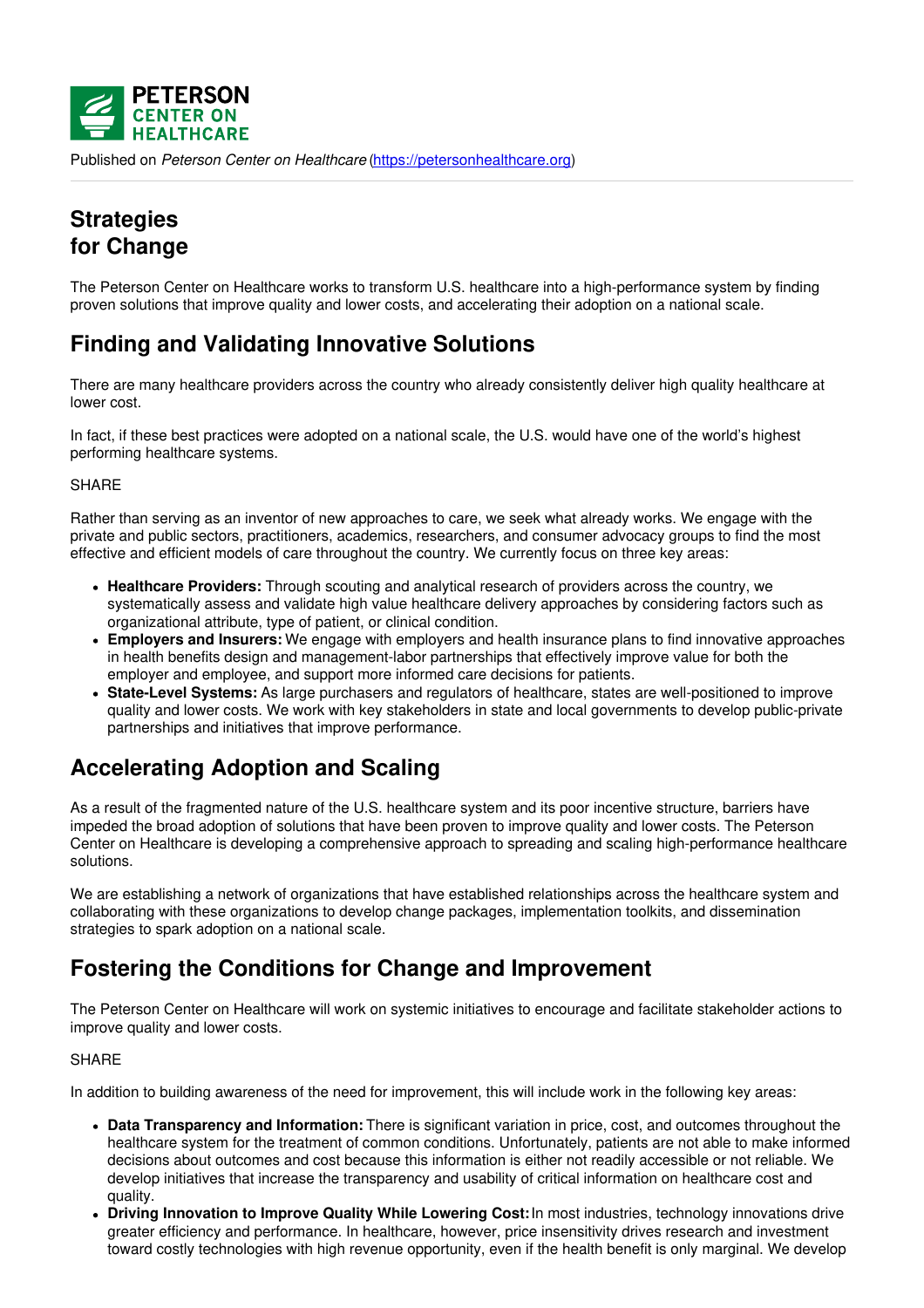PETERSON CENTER ON HEALTHCARE

Published on *Peterson Center on Healthcare* (https://petersonhealthcare.org)

# Strategies for Change

The Peterson Center on Healthcare works to transform U.S. healthcare into a high-performance system by finding proven solutions that improve quality and lower costs, and accelerating their adoption on a national scale.

## Finding and Validating Innovative Solutions

There are many healthcare providers across the country who already consistently deliver high quality healthcare at lower cost.

In fact, if these best practices were adopted on a national scale, the U.S. would have one of the world's highest performing healthcare systems.

SHARE

Rather than serving as an inventor of new approaches to care, we seek what already works. We engage with the private and public sectors, practitioners, academics, researchers, and consumer advocacy groups to find the most effective and efficient models of care throughout the country. We currently focus on three key areas:

- **Healthcare Providers:** Through scouting and analytical research of providers across the country, we systematically assess and validate high value healthcare delivery approaches by considering factors such as organizational attribute, type of patient, or clinical condition.
- **Employers and Insurers:** We engage with employers and health insurance plans to find innovative approaches in health benefits design and management-labor partnerships that effectively improve value for both the employer and employee, and support more informed care decisions for patients.
- **State-Level Systems:** As large purchasers and regulators of healthcare, states are well-positioned to improve quality and lower costs. We work with key stakeholders in state and local governments to develop public-private partnerships and initiatives that improve performance.

## Accelerating Adoption and Scaling

As a result of the fragmented nature of the U.S. healthcare system and its poor incentive structure, barriers have impeded the broad adoption of solutions that have been proven to improve quality and lower costs. The Peterson Center on Healthcare is developing a comprehensive approach to spreading and scaling high-performance healthcare solutions.

We are establishing a network of organizations that have established relationships across the healthcare system and collaborating with these organizations to develop change packages, implementation toolkits, and dissemination strategies to spark adoption on a national scale.

## Fostering the Conditions for Change and Improvement

The Peterson Center on Healthcare will work on systemic initiatives to encourage and facilitate stakeholder actions to improve quality and lower costs.

SHARE

In addition to building awareness of the need for improvement, this will include work in the following key areas:

- **Data Transparency and Information:** There is significant variation in price, cost, and outcomes throughout the healthcare system for the treatment of common conditions. Unfortunately, patients are not able to make informed decisions about outcomes and cost because this information is either not readily accessible or not reliable. We develop initiatives that increase the transparency and usability of critical information on healthcare cost and quality.
- **Driving Innovation to Improve Quality While Lowering Cost:** In most industries, technology innovations drive greater efficiency and performance. In healthcare, however, price insensitivity drives research and investment toward costly technologies with high revenue opportunity, even if the health benefit is only marginal. We develop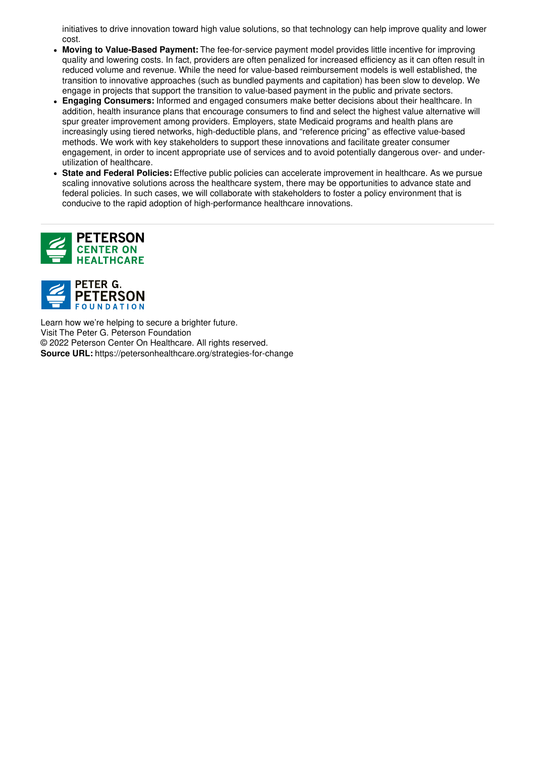initiatives to drive innovation toward high value solutions, so that technology can help improve quality and lower cost.

- **Moving to Value-Based Payment:** The fee-for-service payment model provides little incentive for improving quality and lowering costs. In fact, providers are often penalized for increased efficiency as it can often result in reduced volume and revenue. While the need for value-based reimbursement models is well established, the transition to innovative approaches (such as bundled payments and capitation) has been slow to develop. We engage in projects that support the transition to value-based payment in the public and private sectors.
- **Engaging Consumers:** Informed and engaged consumers make better decisions about their healthcare. In addition, health insurance plans that encourage consumers to find and select the highest value alternative will spur greater improvement among providers. Employers, state Medicaid programs and health plans are increasingly using tiered networks, high-deductible plans, and "reference pricing" as effective value-based methods. We work with key stakeholders to support these innovations and facilitate greater consumer engagement, in order to incent appropriate use of services and to avoid potentially dangerous over- and under-utilization of healthcare.
- **State and Federal Policies:** Effective public policies can accelerate improvement in healthcare. As we pursue scaling innovative solutions across the healthcare system, there may be opportunities to advance state and federal policies. In such cases, we will collaborate with stakeholders to foster a policy environment that is conducive to the rapid adoption of high-performance healthcare innovations.

---

PETERSON CENTER ON HEALTHCARE

PETER G. PETERSON FOUNDATION

Learn how we're helping to secure a brighter future.
Visit The Peter G. Peterson Foundation
© 2022 Peterson Center On Healthcare. All rights reserved.
**Source URL:** https://petersonhealthcare.org/strategies-for-change